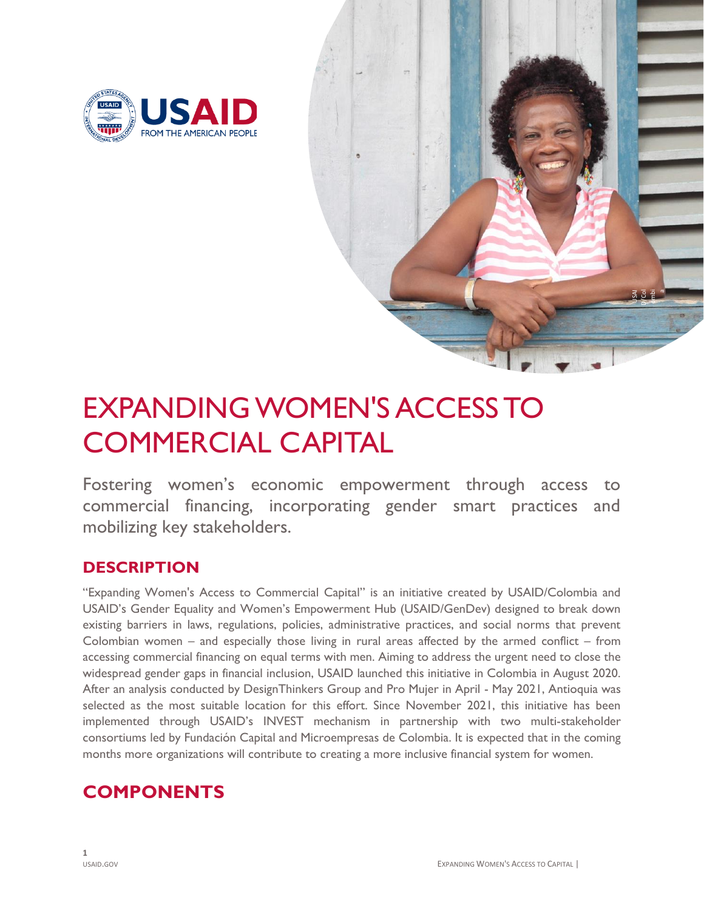# EXPANDING WOMEN'S ACCESS TO COMMERCIAL CAPITAL

Fostering women's economic empowerment through access to commercial financing, incorporating gender smart practices and mobilizing key stakeholders.

## DESCRIPTION

"Expanding Women's Access to Commercial Capital" is an initiative created by USAID/Colombia and USAID's Gender Equality and Women's Empowerment Hub (USAID/GenDev) designed to break down existing barriers in laws, regulations, policies, administrative practices, and social norms that prevent Colombian women – and especially those living in rural areas affected by the armed conflict – from accessing commercial financing on equal terms with men. Aiming to address the urgent need to close the widespread gender gaps in financial inclusion, USAID launched this initiative in Colombia in August 2020. After an analysis conducted by DesignThinkers Group and Pro Mujer in April - May 2021, Antioquia was selected as the most suitable location for this effort. Since November 2021, this initiative has been implemented through USAID's INVEST mechanism in partnership with two multi-stakeholder consortiums led by Fundación Capital and Microempresas de Colombia. It is expected that in the coming months more organizations will contribute to creating a more inclusive financial system for women.

## COMPONENTS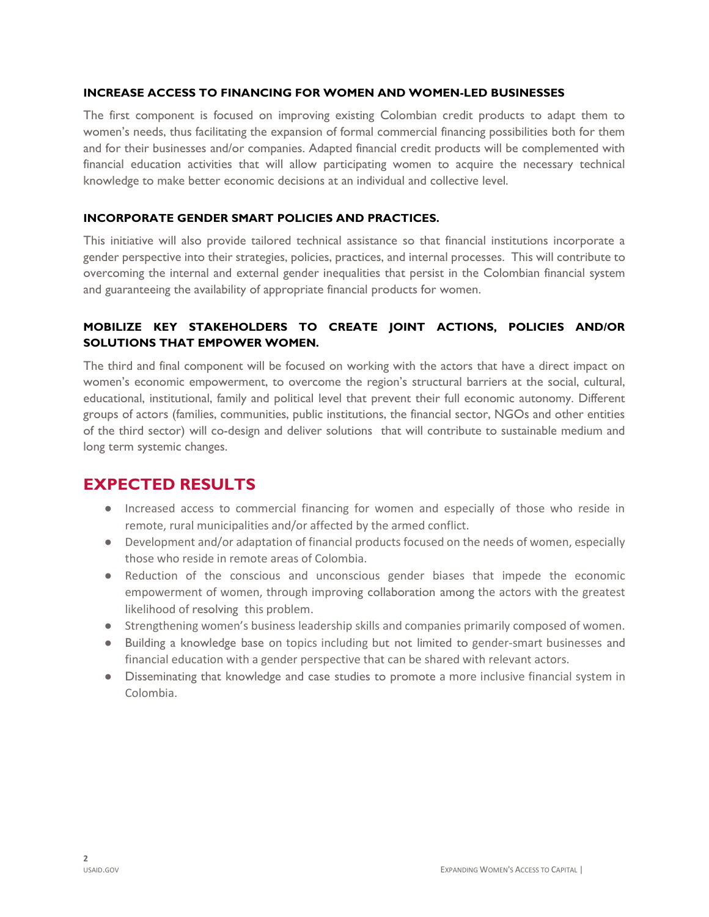### INCREASE ACCESS TO FINANCING FOR WOMEN AND WOMEN-LED BUSINESSES

The first component is focused on improving existing Colombian credit products to adapt them to women's needs, thus facilitating the expansion of formal commercial financing possibilities both for them and for their businesses and/or companies. Adapted financial credit products will be complemented with financial education activities that will allow participating women to acquire the necessary technical knowledge to make better economic decisions at an individual and collective level.

### INCORPORATE GENDER SMART POLICIES AND PRACTICES.

This initiative will also provide tailored technical assistance so that financial institutions incorporate a gender perspective into their strategies, policies, practices, and internal processes. This will contribute to overcoming the internal and external gender inequalities that persist in the Colombian financial system and guaranteeing the availability of appropriate financial products for women.

### MOBILIZE KEY STAKEHOLDERS TO CREATE JOINT ACTIONS, POLICIES AND/OR SOLUTIONS THAT EMPOWER WOMEN.

The third and final component will be focused on working with the actors that have a direct impact on women's economic empowerment, to overcome the region's structural barriers at the social, cultural, educational, institutional, family and political level that prevent their full economic autonomy. Different groups of actors (families, communities, public institutions, the financial sector, NGOs and other entities of the third sector) will co-design and deliver solutions that will contribute to sustainable medium and long term systemic changes.

## EXPECTED RESULTS

- Increased access to commercial financing for women and especially of those who reside in remote, rural municipalities and/or affected by the armed conflict.
- Development and/or adaptation of financial products focused on the needs of women, especially those who reside in remote areas of Colombia.
- Reduction of the conscious and unconscious gender biases that impede the economic empowerment of women, through improving collaboration among the actors with the greatest likelihood of resolving this problem.
- Strengthening women's business leadership skills and companies primarily composed of women.
- Building a knowledge base on topics including but not limited to gender-smart businesses and financial education with a gender perspective that can be shared with relevant actors.
- Disseminating that knowledge and case studies to promote a more inclusive financial system in Colombia.